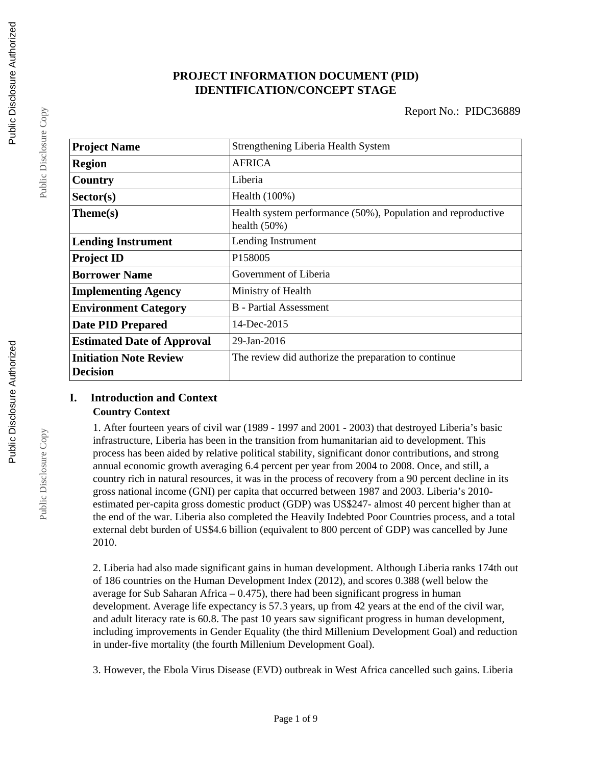# PROJECT INFORMATION DOCUMENT (PID)
# IDENTIFICATION/CONCEPT STAGE

Report No.: PIDC36889

| | |
|---|---|
| **Project Name** | Strengthening Liberia Health System |
| **Region** | AFRICA |
| **Country** | Liberia |
| **Sector(s)** | Health (100%) |
| **Theme(s)** | Health system performance (50%), Population and reproductive health (50%) |
| **Lending Instrument** | Lending Instrument |
| **Project ID** | P158005 |
| **Borrower Name** | Government of Liberia |
| **Implementing Agency** | Ministry of Health |
| **Environment Category** | B - Partial Assessment |
| **Date PID Prepared** | 14-Dec-2015 |
| **Estimated Date of Approval** | 29-Jan-2016 |
| **Initiation Note Review Decision** | The review did authorize the preparation to continue |

## I. Introduction and Context

### Country Context

1. After fourteen years of civil war (1989 - 1997 and 2001 - 2003) that destroyed Liberia's basic infrastructure, Liberia has been in the transition from humanitarian aid to development. This process has been aided by relative political stability, significant donor contributions, and strong annual economic growth averaging 6.4 percent per year from 2004 to 2008. Once, and still, a country rich in natural resources, it was in the process of recovery from a 90 percent decline in its gross national income (GNI) per capita that occurred between 1987 and 2003. Liberia's 2010-estimated per-capita gross domestic product (GDP) was US$247- almost 40 percent higher than at the end of the war. Liberia also completed the Heavily Indebted Poor Countries process, and a total external debt burden of US$4.6 billion (equivalent to 800 percent of GDP) was cancelled by June 2010.

2. Liberia had also made significant gains in human development. Although Liberia ranks 174th out of 186 countries on the Human Development Index (2012), and scores 0.388 (well below the average for Sub Saharan Africa – 0.475), there had been significant progress in human development. Average life expectancy is 57.3 years, up from 42 years at the end of the civil war, and adult literacy rate is 60.8. The past 10 years saw significant progress in human development, including improvements in Gender Equality (the third Millenium Development Goal) and reduction in under-five mortality (the fourth Millenium Development Goal).

3. However, the Ebola Virus Disease (EVD) outbreak in West Africa cancelled such gains. Liberia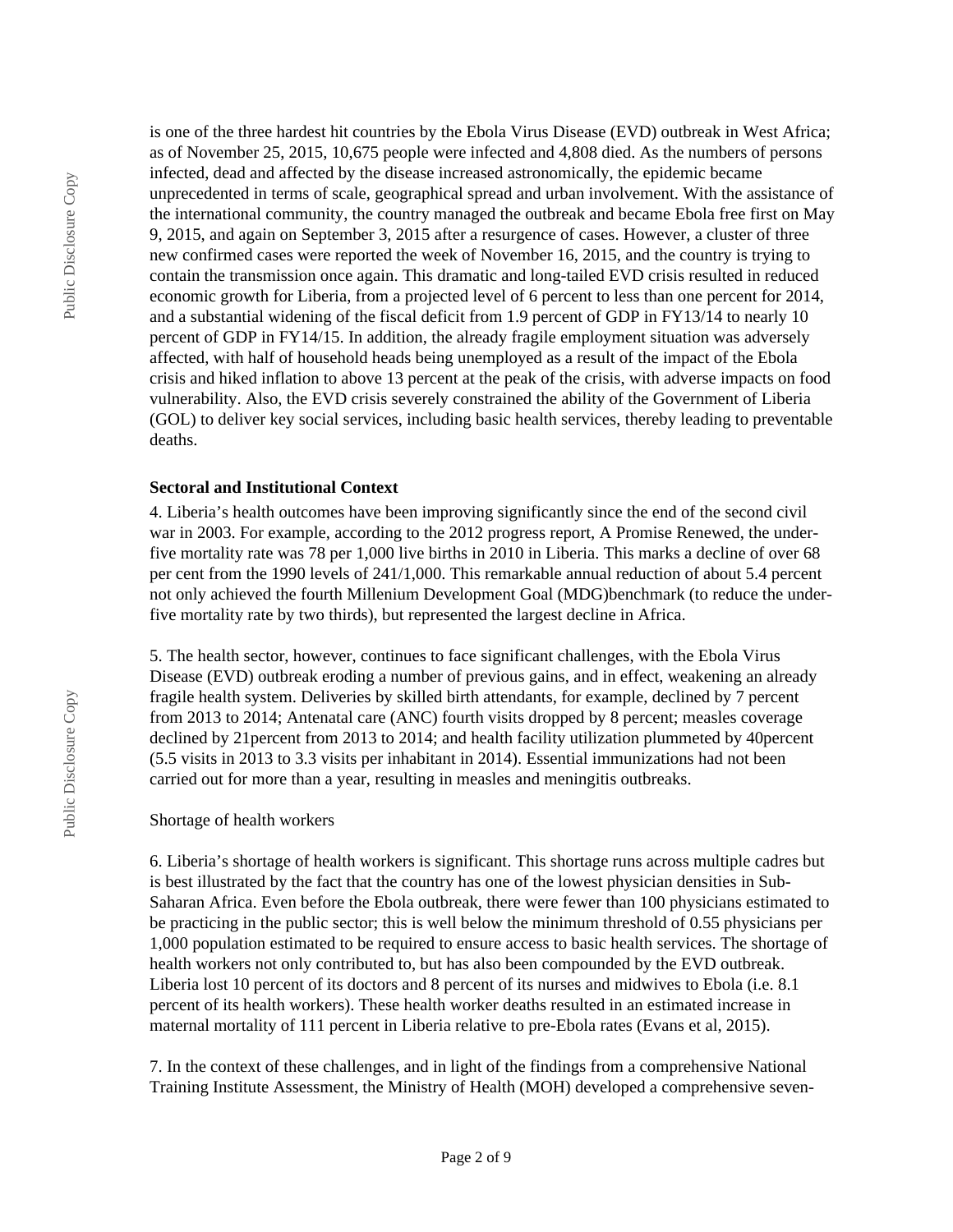is one of the three hardest hit countries by the Ebola Virus Disease (EVD) outbreak in West Africa; as of November 25, 2015, 10,675 people were infected and 4,808 died. As the numbers of persons infected, dead and affected by the disease increased astronomically, the epidemic became unprecedented in terms of scale, geographical spread and urban involvement. With the assistance of the international community, the country managed the outbreak and became Ebola free first on May 9, 2015, and again on September 3, 2015 after a resurgence of cases. However, a cluster of three new confirmed cases were reported the week of November 16, 2015, and the country is trying to contain the transmission once again. This dramatic and long-tailed EVD crisis resulted in reduced economic growth for Liberia, from a projected level of 6 percent to less than one percent for 2014, and a substantial widening of the fiscal deficit from 1.9 percent of GDP in FY13/14 to nearly 10 percent of GDP in FY14/15. In addition, the already fragile employment situation was adversely affected, with half of household heads being unemployed as a result of the impact of the Ebola crisis and hiked inflation to above 13 percent at the peak of the crisis, with adverse impacts on food vulnerability. Also, the EVD crisis severely constrained the ability of the Government of Liberia (GOL) to deliver key social services, including basic health services, thereby leading to preventable deaths.

**Sectoral and Institutional Context**

4. Liberia's health outcomes have been improving significantly since the end of the second civil war in 2003. For example, according to the 2012 progress report, A Promise Renewed, the under-five mortality rate was 78 per 1,000 live births in 2010 in Liberia. This marks a decline of over 68 per cent from the 1990 levels of 241/1,000. This remarkable annual reduction of about 5.4 percent not only achieved the fourth Millenium Development Goal (MDG)benchmark (to reduce the under-five mortality rate by two thirds), but represented the largest decline in Africa.

5. The health sector, however, continues to face significant challenges, with the Ebola Virus Disease (EVD) outbreak eroding a number of previous gains, and in effect, weakening an already fragile health system. Deliveries by skilled birth attendants, for example, declined by 7 percent from 2013 to 2014; Antenatal care (ANC) fourth visits dropped by 8 percent; measles coverage declined by 21percent from 2013 to 2014; and health facility utilization plummeted by 40percent (5.5 visits in 2013 to 3.3 visits per inhabitant in 2014). Essential immunizations had not been carried out for more than a year, resulting in measles and meningitis outbreaks.

Shortage of health workers

6. Liberia's shortage of health workers is significant. This shortage runs across multiple cadres but is best illustrated by the fact that the country has one of the lowest physician densities in Sub-Saharan Africa. Even before the Ebola outbreak, there were fewer than 100 physicians estimated to be practicing in the public sector; this is well below the minimum threshold of 0.55 physicians per 1,000 population estimated to be required to ensure access to basic health services. The shortage of health workers not only contributed to, but has also been compounded by the EVD outbreak. Liberia lost 10 percent of its doctors and 8 percent of its nurses and midwives to Ebola (i.e. 8.1 percent of its health workers). These health worker deaths resulted in an estimated increase in maternal mortality of 111 percent in Liberia relative to pre-Ebola rates (Evans et al, 2015).

7. In the context of these challenges, and in light of the findings from a comprehensive National Training Institute Assessment, the Ministry of Health (MOH) developed a comprehensive seven-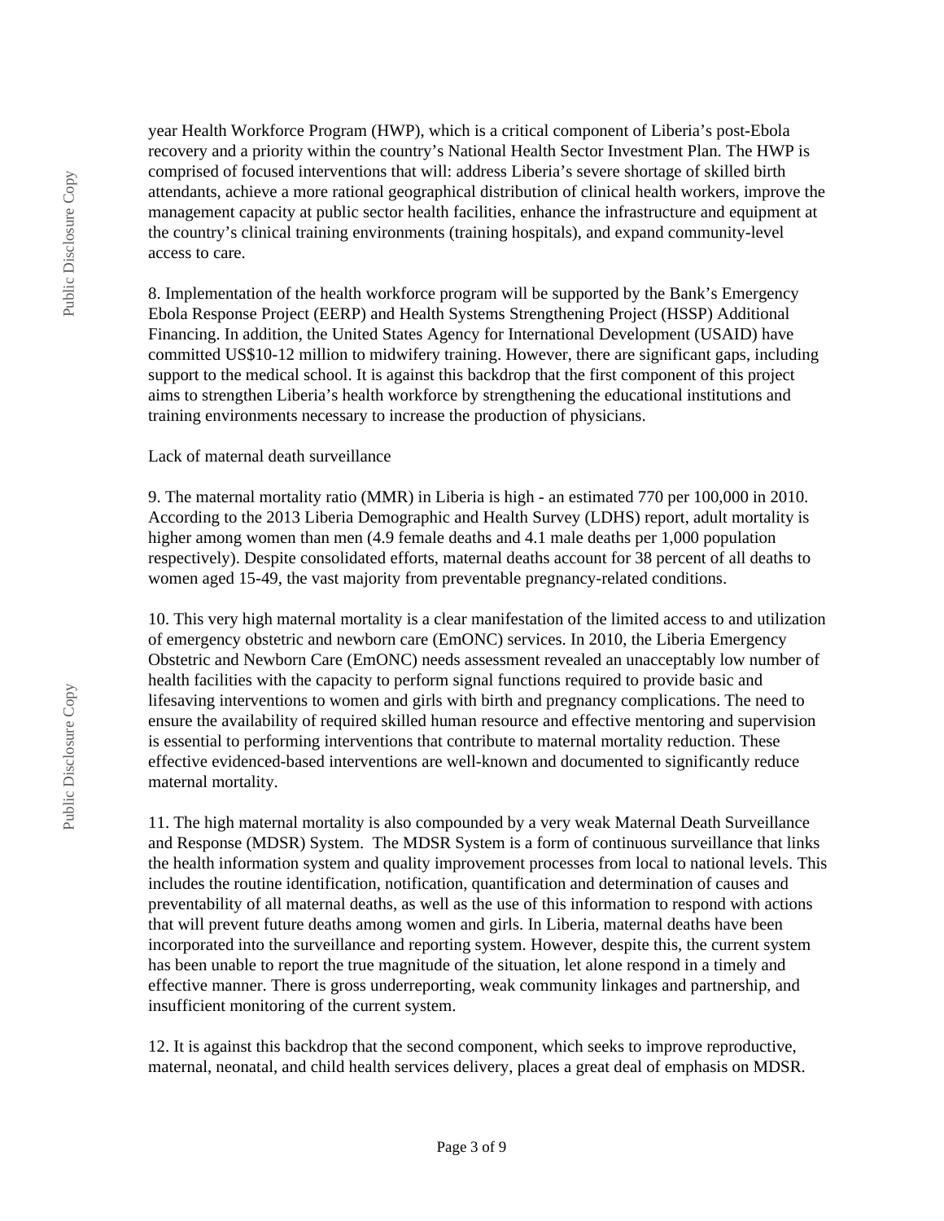year Health Workforce Program (HWP), which is a critical component of Liberia's post-Ebola recovery and a priority within the country's National Health Sector Investment Plan. The HWP is comprised of focused interventions that will: address Liberia's severe shortage of skilled birth attendants, achieve a more rational geographical distribution of clinical health workers, improve the management capacity at public sector health facilities, enhance the infrastructure and equipment at the country's clinical training environments (training hospitals), and expand community-level access to care.

8. Implementation of the health workforce program will be supported by the Bank's Emergency Ebola Response Project (EERP) and Health Systems Strengthening Project (HSSP) Additional Financing. In addition, the United States Agency for International Development (USAID) have committed US$10-12 million to midwifery training. However, there are significant gaps, including support to the medical school. It is against this backdrop that the first component of this project aims to strengthen Liberia's health workforce by strengthening the educational institutions and training environments necessary to increase the production of physicians.

Lack of maternal death surveillance

9. The maternal mortality ratio (MMR) in Liberia is high - an estimated 770 per 100,000 in 2010. According to the 2013 Liberia Demographic and Health Survey (LDHS) report, adult mortality is higher among women than men (4.9 female deaths and 4.1 male deaths per 1,000 population respectively). Despite consolidated efforts, maternal deaths account for 38 percent of all deaths to women aged 15-49, the vast majority from preventable pregnancy-related conditions.

10. This very high maternal mortality is a clear manifestation of the limited access to and utilization of emergency obstetric and newborn care (EmONC) services. In 2010, the Liberia Emergency Obstetric and Newborn Care (EmONC) needs assessment revealed an unacceptably low number of health facilities with the capacity to perform signal functions required to provide basic and lifesaving interventions to women and girls with birth and pregnancy complications. The need to ensure the availability of required skilled human resource and effective mentoring and supervision is essential to performing interventions that contribute to maternal mortality reduction. These effective evidenced-based interventions are well-known and documented to significantly reduce maternal mortality.

11. The high maternal mortality is also compounded by a very weak Maternal Death Surveillance and Response (MDSR) System. The MDSR System is a form of continuous surveillance that links the health information system and quality improvement processes from local to national levels. This includes the routine identification, notification, quantification and determination of causes and preventability of all maternal deaths, as well as the use of this information to respond with actions that will prevent future deaths among women and girls. In Liberia, maternal deaths have been incorporated into the surveillance and reporting system. However, despite this, the current system has been unable to report the true magnitude of the situation, let alone respond in a timely and effective manner. There is gross underreporting, weak community linkages and partnership, and insufficient monitoring of the current system.

12. It is against this backdrop that the second component, which seeks to improve reproductive, maternal, neonatal, and child health services delivery, places a great deal of emphasis on MDSR.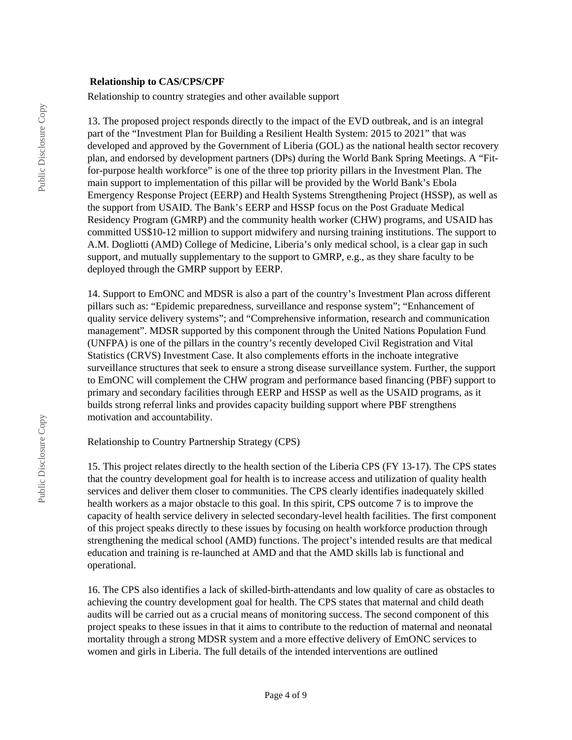**Relationship to CAS/CPS/CPF**

Relationship to country strategies and other available support

13. The proposed project responds directly to the impact of the EVD outbreak, and is an integral part of the "Investment Plan for Building a Resilient Health System: 2015 to 2021" that was developed and approved by the Government of Liberia (GOL) as the national health sector recovery plan, and endorsed by development partners (DPs) during the World Bank Spring Meetings. A "Fit-for-purpose health workforce" is one of the three top priority pillars in the Investment Plan. The main support to implementation of this pillar will be provided by the World Bank's Ebola Emergency Response Project (EERP) and Health Systems Strengthening Project (HSSP), as well as the support from USAID. The Bank's EERP and HSSP focus on the Post Graduate Medical Residency Program (GMRP) and the community health worker (CHW) programs, and USAID has committed US$10-12 million to support midwifery and nursing training institutions. The support to A.M. Dogliotti (AMD) College of Medicine, Liberia's only medical school, is a clear gap in such support, and mutually supplementary to the support to GMRP, e.g., as they share faculty to be deployed through the GMRP support by EERP.

14. Support to EmONC and MDSR is also a part of the country's Investment Plan across different pillars such as: "Epidemic preparedness, surveillance and response system"; "Enhancement of quality service delivery systems"; and "Comprehensive information, research and communication management". MDSR supported by this component through the United Nations Population Fund (UNFPA) is one of the pillars in the country's recently developed Civil Registration and Vital Statistics (CRVS) Investment Case. It also complements efforts in the inchoate integrative surveillance structures that seek to ensure a strong disease surveillance system. Further, the support to EmONC will complement the CHW program and performance based financing (PBF) support to primary and secondary facilities through EERP and HSSP as well as the USAID programs, as it builds strong referral links and provides capacity building support where PBF strengthens motivation and accountability.

Relationship to Country Partnership Strategy (CPS)

15. This project relates directly to the health section of the Liberia CPS (FY 13-17). The CPS states that the country development goal for health is to increase access and utilization of quality health services and deliver them closer to communities. The CPS clearly identifies inadequately skilled health workers as a major obstacle to this goal. In this spirit, CPS outcome 7 is to improve the capacity of health service delivery in selected secondary-level health facilities. The first component of this project speaks directly to these issues by focusing on health workforce production through strengthening the medical school (AMD) functions. The project's intended results are that medical education and training is re-launched at AMD and that the AMD skills lab is functional and operational.

16. The CPS also identifies a lack of skilled-birth-attendants and low quality of care as obstacles to achieving the country development goal for health. The CPS states that maternal and child death audits will be carried out as a crucial means of monitoring success. The second component of this project speaks to these issues in that it aims to contribute to the reduction of maternal and neonatal mortality through a strong MDSR system and a more effective delivery of EmONC services to women and girls in Liberia. The full details of the intended interventions are outlined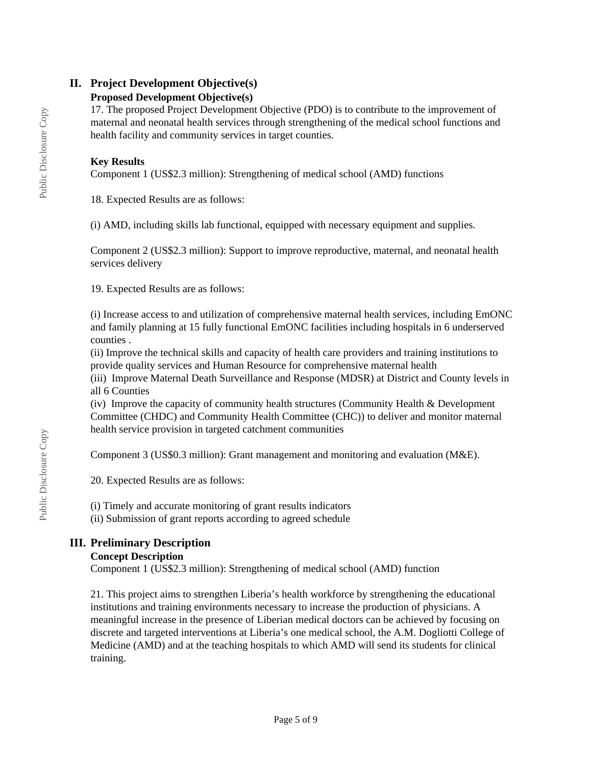## II. Project Development Objective(s)

### Proposed Development Objective(s)

17. The proposed Project Development Objective (PDO) is to contribute to the improvement of maternal and neonatal health services through strengthening of the medical school functions and health facility and community services in target counties.

### Key Results

Component 1 (US$2.3 million): Strengthening of medical school (AMD) functions

18. Expected Results are as follows:

(i) AMD, including skills lab functional, equipped with necessary equipment and supplies.

Component 2 (US$2.3 million): Support to improve reproductive, maternal, and neonatal health services delivery

19. Expected Results are as follows:

(i) Increase access to and utilization of comprehensive maternal health services, including EmONC and family planning at 15 fully functional EmONC facilities including hospitals in 6 underserved counties .
(ii) Improve the technical skills and capacity of health care providers and training institutions to provide quality services and Human Resource for comprehensive maternal health
(iii) Improve Maternal Death Surveillance and Response (MDSR) at District and County levels in all 6 Counties
(iv) Improve the capacity of community health structures (Community Health & Development Committee (CHDC) and Community Health Committee (CHC)) to deliver and monitor maternal health service provision in targeted catchment communities

Component 3 (US$0.3 million): Grant management and monitoring and evaluation (M&E).

20. Expected Results are as follows:

(i) Timely and accurate monitoring of grant results indicators
(ii) Submission of grant reports according to agreed schedule

## III. Preliminary Description

### Concept Description

Component 1 (US$2.3 million): Strengthening of medical school (AMD) function

21. This project aims to strengthen Liberia's health workforce by strengthening the educational institutions and training environments necessary to increase the production of physicians. A meaningful increase in the presence of Liberian medical doctors can be achieved by focusing on discrete and targeted interventions at Liberia's one medical school, the A.M. Dogliotti College of Medicine (AMD) and at the teaching hospitals to which AMD will send its students for clinical training.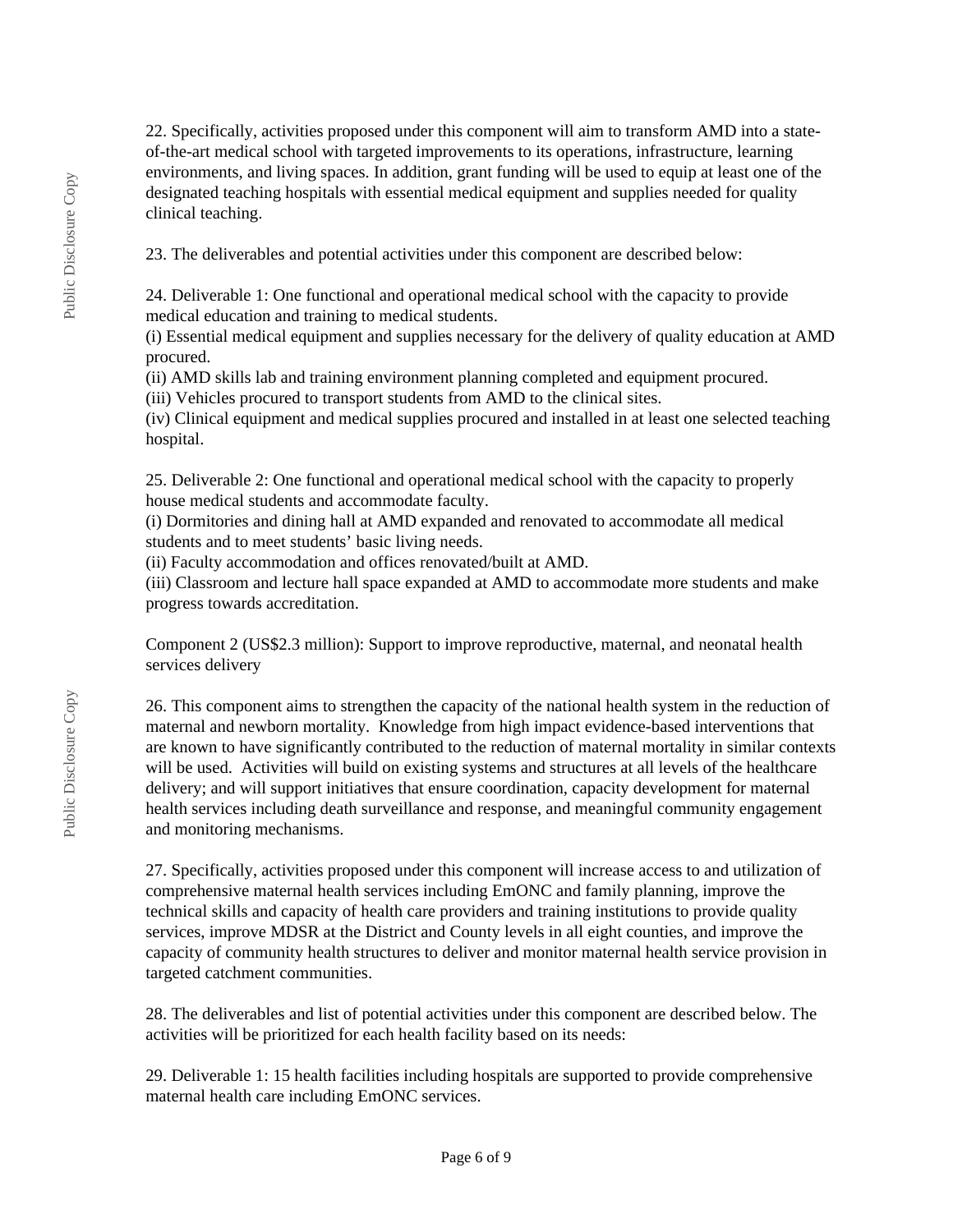22. Specifically, activities proposed under this component will aim to transform AMD into a state-of-the-art medical school with targeted improvements to its operations, infrastructure, learning environments, and living spaces. In addition, grant funding will be used to equip at least one of the designated teaching hospitals with essential medical equipment and supplies needed for quality clinical teaching.

23. The deliverables and potential activities under this component are described below:

24. Deliverable 1: One functional and operational medical school with the capacity to provide medical education and training to medical students.
(i) Essential medical equipment and supplies necessary for the delivery of quality education at AMD procured.
(ii) AMD skills lab and training environment planning completed and equipment procured.
(iii) Vehicles procured to transport students from AMD to the clinical sites.
(iv) Clinical equipment and medical supplies procured and installed in at least one selected teaching hospital.

25. Deliverable 2: One functional and operational medical school with the capacity to properly house medical students and accommodate faculty.
(i) Dormitories and dining hall at AMD expanded and renovated to accommodate all medical students and to meet students' basic living needs.
(ii) Faculty accommodation and offices renovated/built at AMD.
(iii) Classroom and lecture hall space expanded at AMD to accommodate more students and make progress towards accreditation.

Component 2 (US$2.3 million): Support to improve reproductive, maternal, and neonatal health services delivery

26. This component aims to strengthen the capacity of the national health system in the reduction of maternal and newborn mortality. Knowledge from high impact evidence-based interventions that are known to have significantly contributed to the reduction of maternal mortality in similar contexts will be used. Activities will build on existing systems and structures at all levels of the healthcare delivery; and will support initiatives that ensure coordination, capacity development for maternal health services including death surveillance and response, and meaningful community engagement and monitoring mechanisms.

27. Specifically, activities proposed under this component will increase access to and utilization of comprehensive maternal health services including EmONC and family planning, improve the technical skills and capacity of health care providers and training institutions to provide quality services, improve MDSR at the District and County levels in all eight counties, and improve the capacity of community health structures to deliver and monitor maternal health service provision in targeted catchment communities.

28. The deliverables and list of potential activities under this component are described below. The activities will be prioritized for each health facility based on its needs:

29. Deliverable 1: 15 health facilities including hospitals are supported to provide comprehensive maternal health care including EmONC services.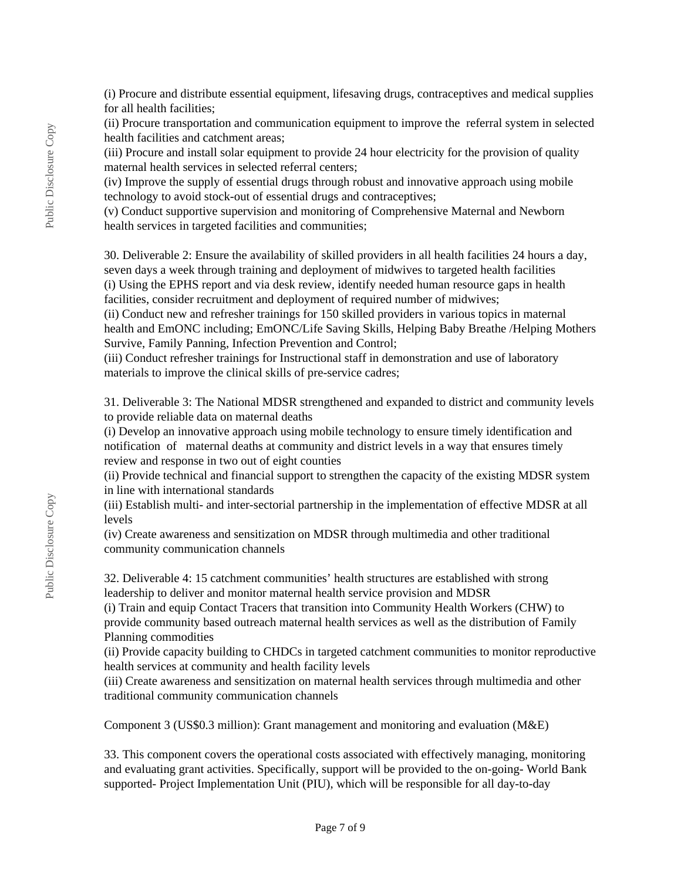(i) Procure and distribute essential equipment, lifesaving drugs, contraceptives and medical supplies for all health facilities;
(ii) Procure transportation and communication equipment to improve the referral system in selected health facilities and catchment areas;
(iii) Procure and install solar equipment to provide 24 hour electricity for the provision of quality maternal health services in selected referral centers;
(iv) Improve the supply of essential drugs through robust and innovative approach using mobile technology to avoid stock-out of essential drugs and contraceptives;
(v) Conduct supportive supervision and monitoring of Comprehensive Maternal and Newborn health services in targeted facilities and communities;

30. Deliverable 2: Ensure the availability of skilled providers in all health facilities 24 hours a day, seven days a week through training and deployment of midwives to targeted health facilities
(i) Using the EPHS report and via desk review, identify needed human resource gaps in health facilities, consider recruitment and deployment of required number of midwives;
(ii) Conduct new and refresher trainings for 150 skilled providers in various topics in maternal health and EmONC including; EmONC/Life Saving Skills, Helping Baby Breathe /Helping Mothers Survive, Family Panning, Infection Prevention and Control;
(iii) Conduct refresher trainings for Instructional staff in demonstration and use of laboratory materials to improve the clinical skills of pre-service cadres;

31. Deliverable 3: The National MDSR strengthened and expanded to district and community levels to provide reliable data on maternal deaths
(i) Develop an innovative approach using mobile technology to ensure timely identification and notification of maternal deaths at community and district levels in a way that ensures timely review and response in two out of eight counties
(ii) Provide technical and financial support to strengthen the capacity of the existing MDSR system in line with international standards
(iii) Establish multi- and inter-sectorial partnership in the implementation of effective MDSR at all levels
(iv) Create awareness and sensitization on MDSR through multimedia and other traditional community communication channels

32. Deliverable 4: 15 catchment communities' health structures are established with strong leadership to deliver and monitor maternal health service provision and MDSR
(i) Train and equip Contact Tracers that transition into Community Health Workers (CHW) to provide community based outreach maternal health services as well as the distribution of Family Planning commodities
(ii) Provide capacity building to CHDCs in targeted catchment communities to monitor reproductive health services at community and health facility levels
(iii) Create awareness and sensitization on maternal health services through multimedia and other traditional community communication channels

Component 3 (US$0.3 million): Grant management and monitoring and evaluation (M&E)

33. This component covers the operational costs associated with effectively managing, monitoring and evaluating grant activities. Specifically, support will be provided to the on-going- World Bank supported- Project Implementation Unit (PIU), which will be responsible for all day-to-day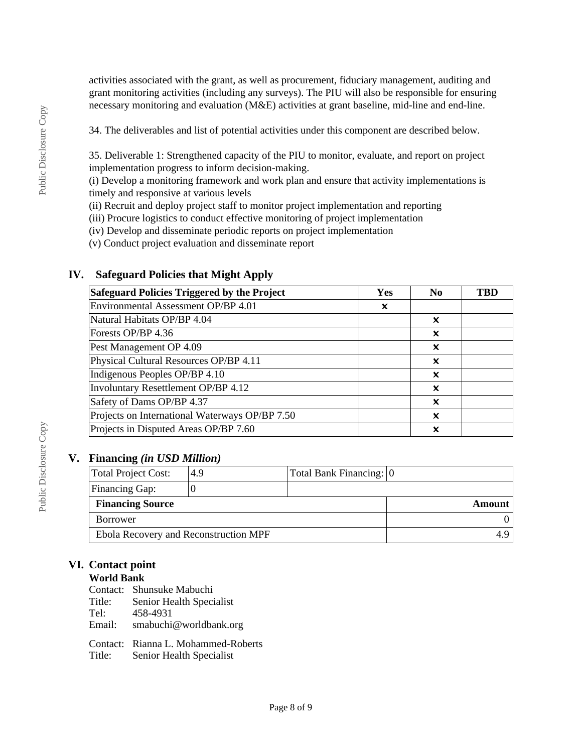activities associated with the grant, as well as procurement, fiduciary management, auditing and grant monitoring activities (including any surveys). The PIU will also be responsible for ensuring necessary monitoring and evaluation (M&E) activities at grant baseline, mid-line and end-line.

34. The deliverables and list of potential activities under this component are described below.

35. Deliverable 1: Strengthened capacity of the PIU to monitor, evaluate, and report on project implementation progress to inform decision-making.
(i) Develop a monitoring framework and work plan and ensure that activity implementations is timely and responsive at various levels
(ii) Recruit and deploy project staff to monitor project implementation and reporting
(iii) Procure logistics to conduct effective monitoring of project implementation
(iv) Develop and disseminate periodic reports on project implementation
(v) Conduct project evaluation and disseminate report

## IV. Safeguard Policies that Might Apply

| Safeguard Policies Triggered by the Project | Yes | No | TBD |
|---|---|---|---|
| Environmental Assessment OP/BP 4.01 | ✕ | | |
| Natural Habitats OP/BP 4.04 | | ✕ | |
| Forests OP/BP 4.36 | | ✕ | |
| Pest Management OP 4.09 | | ✕ | |
| Physical Cultural Resources OP/BP 4.11 | | ✕ | |
| Indigenous Peoples OP/BP 4.10 | | ✕ | |
| Involuntary Resettlement OP/BP 4.12 | | ✕ | |
| Safety of Dams OP/BP 4.37 | | ✕ | |
| Projects on International Waterways OP/BP 7.50 | | ✕ | |
| Projects in Disputed Areas OP/BP 7.60 | | ✕ | |

## V. Financing *(in USD Million)*

| Total Project Cost: | 4.9 | Total Bank Financing: | 0 |
|---|---|---|---|
| Financing Gap: | 0 | | |

| Financing Source | Amount |
|---|---|
| Borrower | 0 |
| Ebola Recovery and Reconstruction MPF | 4.9 |

## VI. Contact point

**World Bank**

Contact: Shunsuke Mabuchi
Title: Senior Health Specialist
Tel: 458-4931
Email: smabuchi@worldbank.org

Contact: Rianna L. Mohammed-Roberts
Title: Senior Health Specialist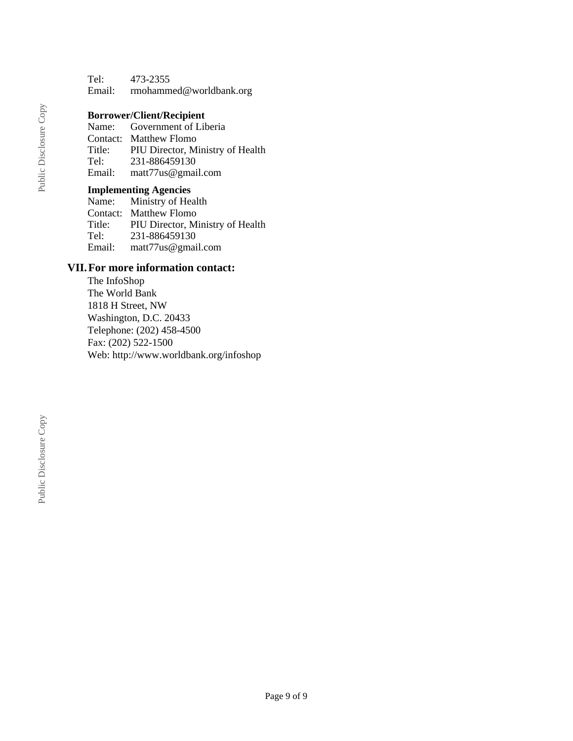Tel: 473-2355
Email: rmohammed@worldbank.org

**Borrower/Client/Recipient**

Name: Government of Liberia
Contact: Matthew Flomo
Title: PIU Director, Ministry of Health
Tel: 231-886459130
Email: matt77us@gmail.com

**Implementing Agencies**

Name: Ministry of Health
Contact: Matthew Flomo
Title: PIU Director, Ministry of Health
Tel: 231-886459130
Email: matt77us@gmail.com

## VII. For more information contact:

The InfoShop
The World Bank
1818 H Street, NW
Washington, D.C. 20433
Telephone: (202) 458-4500
Fax: (202) 522-1500
Web: http://www.worldbank.org/infoshop